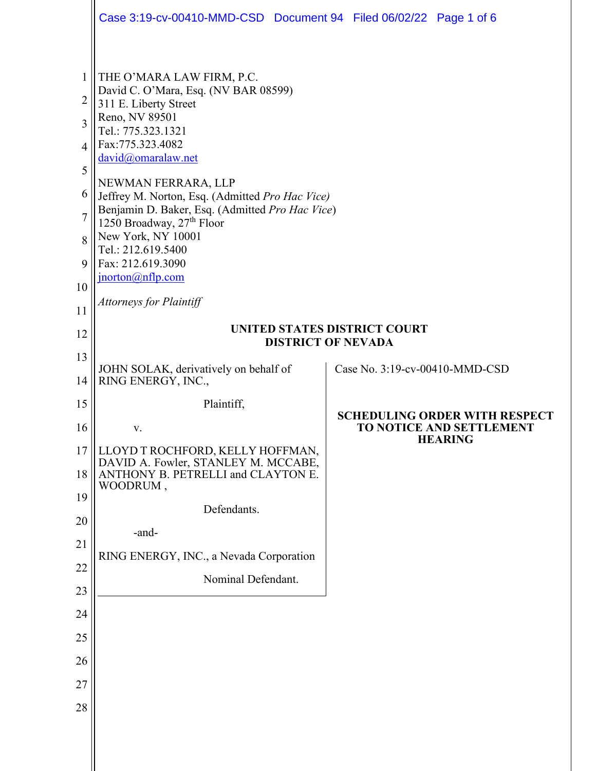THE O'MARA LAW FIRM, P.C.
David C. O'Mara, Esq. (NV BAR 08599)
311 E. Liberty Street
Reno, NV 89501
Tel.: 775.323.1321
Fax:775.323.4082
david@omaralaw.net

NEWMAN FERRARA, LLP
Jeffrey M. Norton, Esq. (Admitted *Pro Hac Vice)*
Benjamin D. Baker, Esq. (Admitted *Pro Hac Vice*)
1250 Broadway, 27th Floor
New York, NY 10001
Tel.: 212.619.5400
Fax: 212.619.3090
jnorton@nflp.com

*Attorneys for Plaintiff*

**UNITED STATES DISTRICT COURT**
**DISTRICT OF NEVADA**

JOHN SOLAK, derivatively on behalf of RING ENERGY, INC.,

Plaintiff,

v.

LLOYD T ROCHFORD, KELLY HOFFMAN, DAVID A. Fowler, STANLEY M. MCCABE, ANTHONY B. PETRELLI and CLAYTON E. WOODRUM ,

Defendants.

-and-

RING ENERGY, INC., a Nevada Corporation

Nominal Defendant.

Case No. 3:19-cv-00410-MMD-CSD

**SCHEDULING ORDER WITH RESPECT TO NOTICE AND SETTLEMENT HEARING**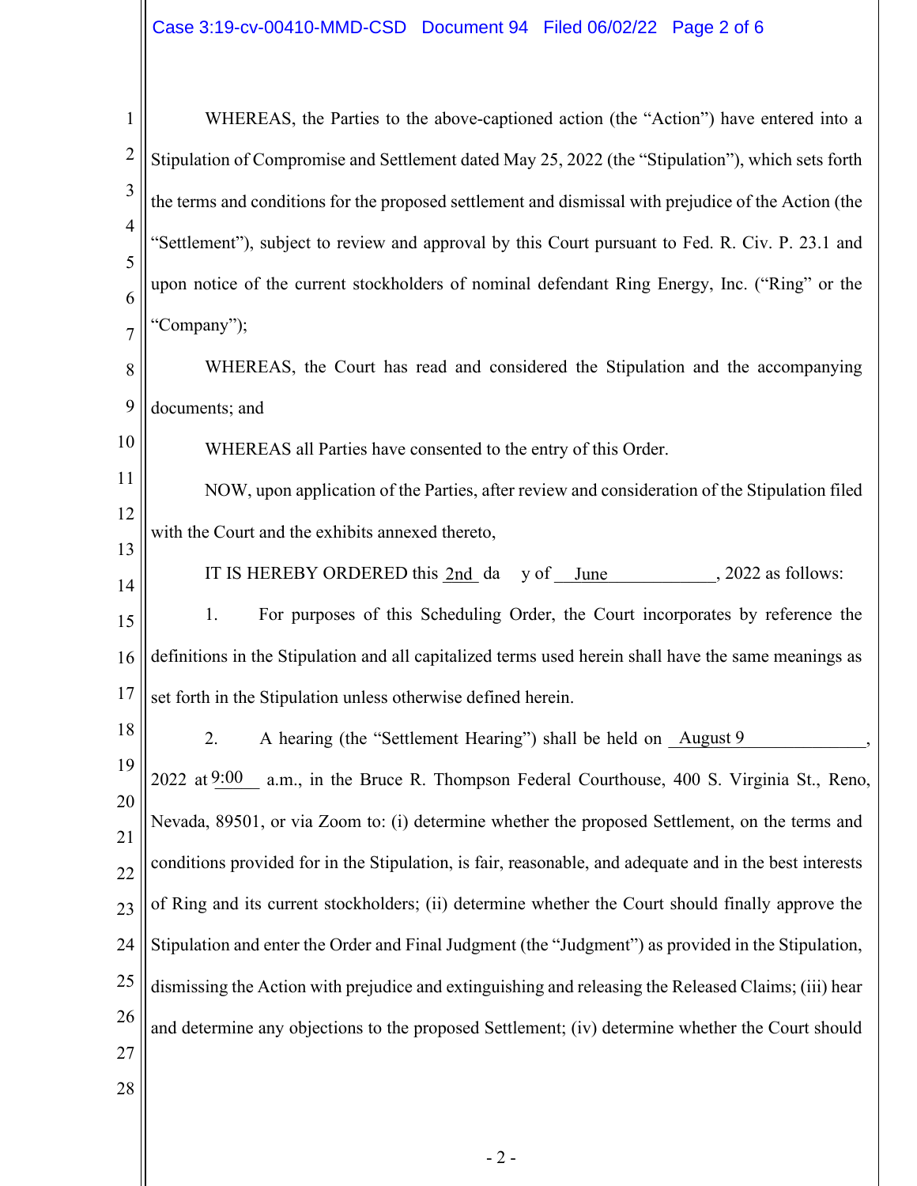WHEREAS, the Parties to the above-captioned action (the "Action") have entered into a Stipulation of Compromise and Settlement dated May 25, 2022 (the "Stipulation"), which sets forth the terms and conditions for the proposed settlement and dismissal with prejudice of the Action (the "Settlement"), subject to review and approval by this Court pursuant to Fed. R. Civ. P. 23.1 and upon notice of the current stockholders of nominal defendant Ring Energy, Inc. ("Ring" or the "Company");

WHEREAS, the Court has read and considered the Stipulation and the accompanying documents; and

WHEREAS all Parties have consented to the entry of this Order.

NOW, upon application of the Parties, after review and consideration of the Stipulation filed with the Court and the exhibits annexed thereto,

IT IS HEREBY ORDERED this 2nd day of June, 2022 as follows:

1. For purposes of this Scheduling Order, the Court incorporates by reference the definitions in the Stipulation and all capitalized terms used herein shall have the same meanings as set forth in the Stipulation unless otherwise defined herein.

2. A hearing (the "Settlement Hearing") shall be held on August 9, 2022 at 9:00 a.m., in the Bruce R. Thompson Federal Courthouse, 400 S. Virginia St., Reno, Nevada, 89501, or via Zoom to: (i) determine whether the proposed Settlement, on the terms and conditions provided for in the Stipulation, is fair, reasonable, and adequate and in the best interests of Ring and its current stockholders; (ii) determine whether the Court should finally approve the Stipulation and enter the Order and Final Judgment (the "Judgment") as provided in the Stipulation, dismissing the Action with prejudice and extinguishing and releasing the Released Claims; (iii) hear and determine any objections to the proposed Settlement; (iv) determine whether the Court should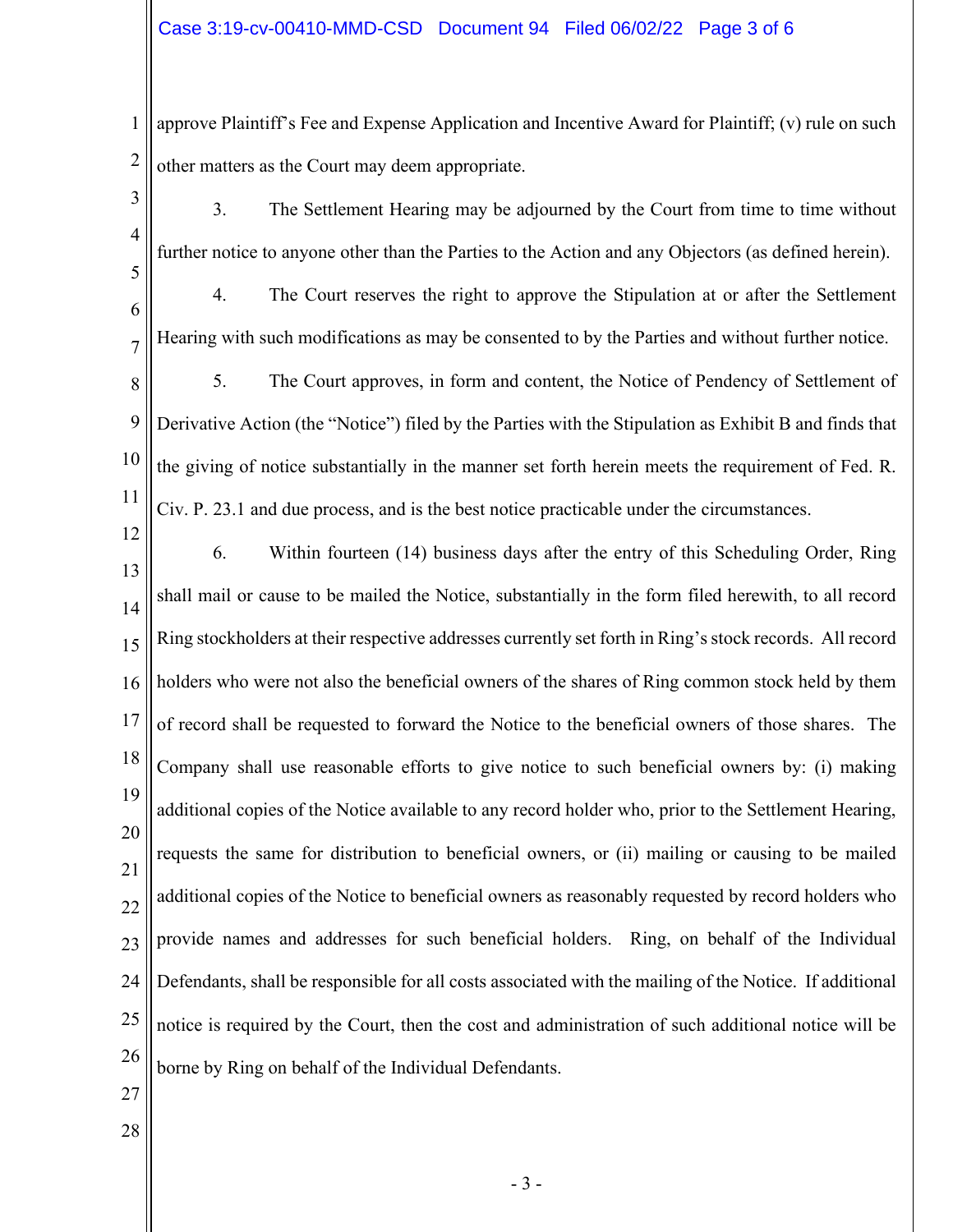approve Plaintiff's Fee and Expense Application and Incentive Award for Plaintiff; (v) rule on such other matters as the Court may deem appropriate.

3. The Settlement Hearing may be adjourned by the Court from time to time without further notice to anyone other than the Parties to the Action and any Objectors (as defined herein).

4. The Court reserves the right to approve the Stipulation at or after the Settlement Hearing with such modifications as may be consented to by the Parties and without further notice.

5. The Court approves, in form and content, the Notice of Pendency of Settlement of Derivative Action (the "Notice") filed by the Parties with the Stipulation as Exhibit B and finds that the giving of notice substantially in the manner set forth herein meets the requirement of Fed. R. Civ. P. 23.1 and due process, and is the best notice practicable under the circumstances.

6. Within fourteen (14) business days after the entry of this Scheduling Order, Ring shall mail or cause to be mailed the Notice, substantially in the form filed herewith, to all record Ring stockholders at their respective addresses currently set forth in Ring's stock records. All record holders who were not also the beneficial owners of the shares of Ring common stock held by them of record shall be requested to forward the Notice to the beneficial owners of those shares. The Company shall use reasonable efforts to give notice to such beneficial owners by: (i) making additional copies of the Notice available to any record holder who, prior to the Settlement Hearing, requests the same for distribution to beneficial owners, or (ii) mailing or causing to be mailed additional copies of the Notice to beneficial owners as reasonably requested by record holders who provide names and addresses for such beneficial holders. Ring, on behalf of the Individual Defendants, shall be responsible for all costs associated with the mailing of the Notice. If additional notice is required by the Court, then the cost and administration of such additional notice will be borne by Ring on behalf of the Individual Defendants.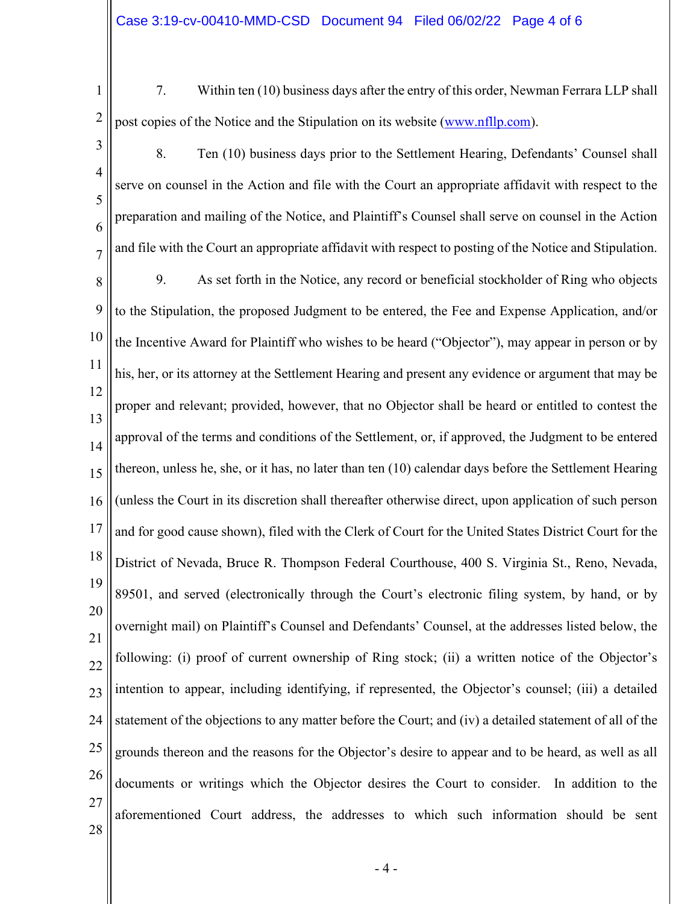7. Within ten (10) business days after the entry of this order, Newman Ferrara LLP shall post copies of the Notice and the Stipulation on its website (www.nfllp.com).

8. Ten (10) business days prior to the Settlement Hearing, Defendants' Counsel shall serve on counsel in the Action and file with the Court an appropriate affidavit with respect to the preparation and mailing of the Notice, and Plaintiff's Counsel shall serve on counsel in the Action and file with the Court an appropriate affidavit with respect to posting of the Notice and Stipulation.

9. As set forth in the Notice, any record or beneficial stockholder of Ring who objects to the Stipulation, the proposed Judgment to be entered, the Fee and Expense Application, and/or the Incentive Award for Plaintiff who wishes to be heard ("Objector"), may appear in person or by his, her, or its attorney at the Settlement Hearing and present any evidence or argument that may be proper and relevant; provided, however, that no Objector shall be heard or entitled to contest the approval of the terms and conditions of the Settlement, or, if approved, the Judgment to be entered thereon, unless he, she, or it has, no later than ten (10) calendar days before the Settlement Hearing (unless the Court in its discretion shall thereafter otherwise direct, upon application of such person and for good cause shown), filed with the Clerk of Court for the United States District Court for the District of Nevada, Bruce R. Thompson Federal Courthouse, 400 S. Virginia St., Reno, Nevada, 89501, and served (electronically through the Court's electronic filing system, by hand, or by overnight mail) on Plaintiff's Counsel and Defendants' Counsel, at the addresses listed below, the following: (i) proof of current ownership of Ring stock; (ii) a written notice of the Objector's intention to appear, including identifying, if represented, the Objector's counsel; (iii) a detailed statement of the objections to any matter before the Court; and (iv) a detailed statement of all of the grounds thereon and the reasons for the Objector's desire to appear and to be heard, as well as all documents or writings which the Objector desires the Court to consider. In addition to the aforementioned Court address, the addresses to which such information should be sent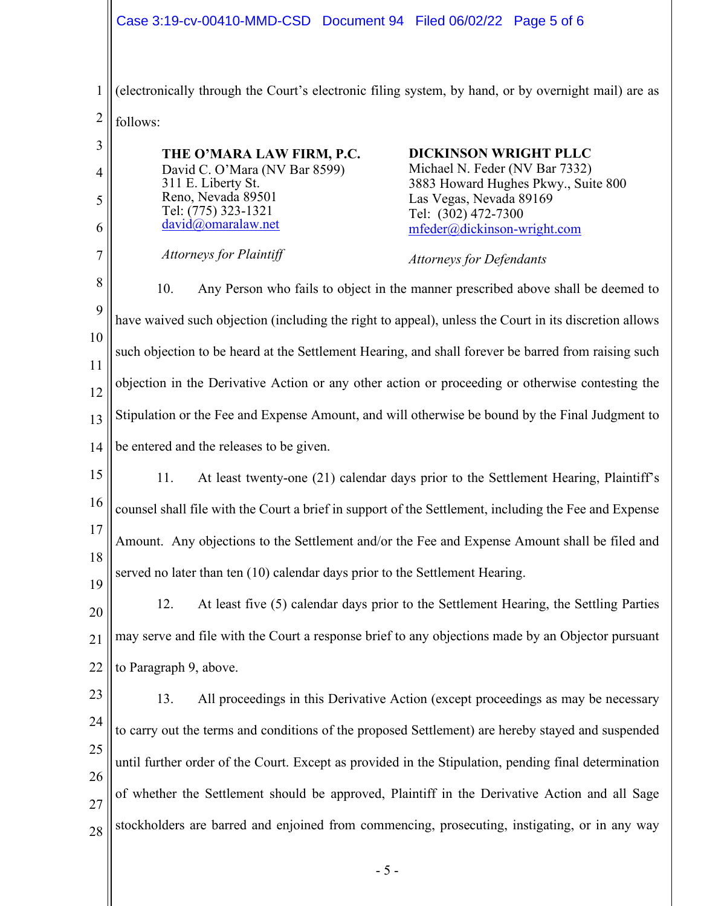(electronically through the Court's electronic filing system, by hand, or by overnight mail) are as follows:

**THE O'MARA LAW FIRM, P.C.**
David C. O'Mara (NV Bar 8599)
311 E. Liberty St.
Reno, Nevada 89501
Tel: (775) 323-1321
david@omaralaw.net

*Attorneys for Plaintiff*

**DICKINSON WRIGHT PLLC**
Michael N. Feder (NV Bar 7332)
3883 Howard Hughes Pkwy., Suite 800
Las Vegas, Nevada 89169
Tel: (302) 472-7300
mfeder@dickinson-wright.com

*Attorneys for Defendants*

10. Any Person who fails to object in the manner prescribed above shall be deemed to have waived such objection (including the right to appeal), unless the Court in its discretion allows such objection to be heard at the Settlement Hearing, and shall forever be barred from raising such objection in the Derivative Action or any other action or proceeding or otherwise contesting the Stipulation or the Fee and Expense Amount, and will otherwise be bound by the Final Judgment to be entered and the releases to be given.

11. At least twenty-one (21) calendar days prior to the Settlement Hearing, Plaintiff's counsel shall file with the Court a brief in support of the Settlement, including the Fee and Expense Amount. Any objections to the Settlement and/or the Fee and Expense Amount shall be filed and served no later than ten (10) calendar days prior to the Settlement Hearing.

12. At least five (5) calendar days prior to the Settlement Hearing, the Settling Parties may serve and file with the Court a response brief to any objections made by an Objector pursuant to Paragraph 9, above.

13. All proceedings in this Derivative Action (except proceedings as may be necessary to carry out the terms and conditions of the proposed Settlement) are hereby stayed and suspended until further order of the Court. Except as provided in the Stipulation, pending final determination of whether the Settlement should be approved, Plaintiff in the Derivative Action and all Sage stockholders are barred and enjoined from commencing, prosecuting, instigating, or in any way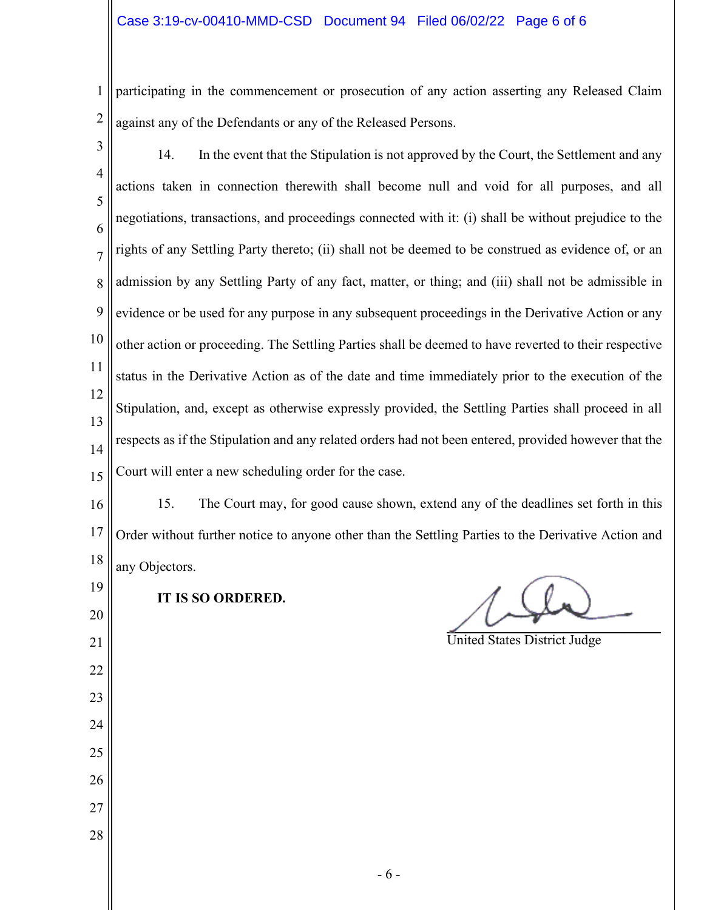participating in the commencement or prosecution of any action asserting any Released Claim against any of the Defendants or any of the Released Persons.

14. In the event that the Stipulation is not approved by the Court, the Settlement and any actions taken in connection therewith shall become null and void for all purposes, and all negotiations, transactions, and proceedings connected with it: (i) shall be without prejudice to the rights of any Settling Party thereto; (ii) shall not be deemed to be construed as evidence of, or an admission by any Settling Party of any fact, matter, or thing; and (iii) shall not be admissible in evidence or be used for any purpose in any subsequent proceedings in the Derivative Action or any other action or proceeding. The Settling Parties shall be deemed to have reverted to their respective status in the Derivative Action as of the date and time immediately prior to the execution of the Stipulation, and, except as otherwise expressly provided, the Settling Parties shall proceed in all respects as if the Stipulation and any related orders had not been entered, provided however that the Court will enter a new scheduling order for the case.

15. The Court may, for good cause shown, extend any of the deadlines set forth in this Order without further notice to anyone other than the Settling Parties to the Derivative Action and any Objectors.

**IT IS SO ORDERED.**

United States District Judge